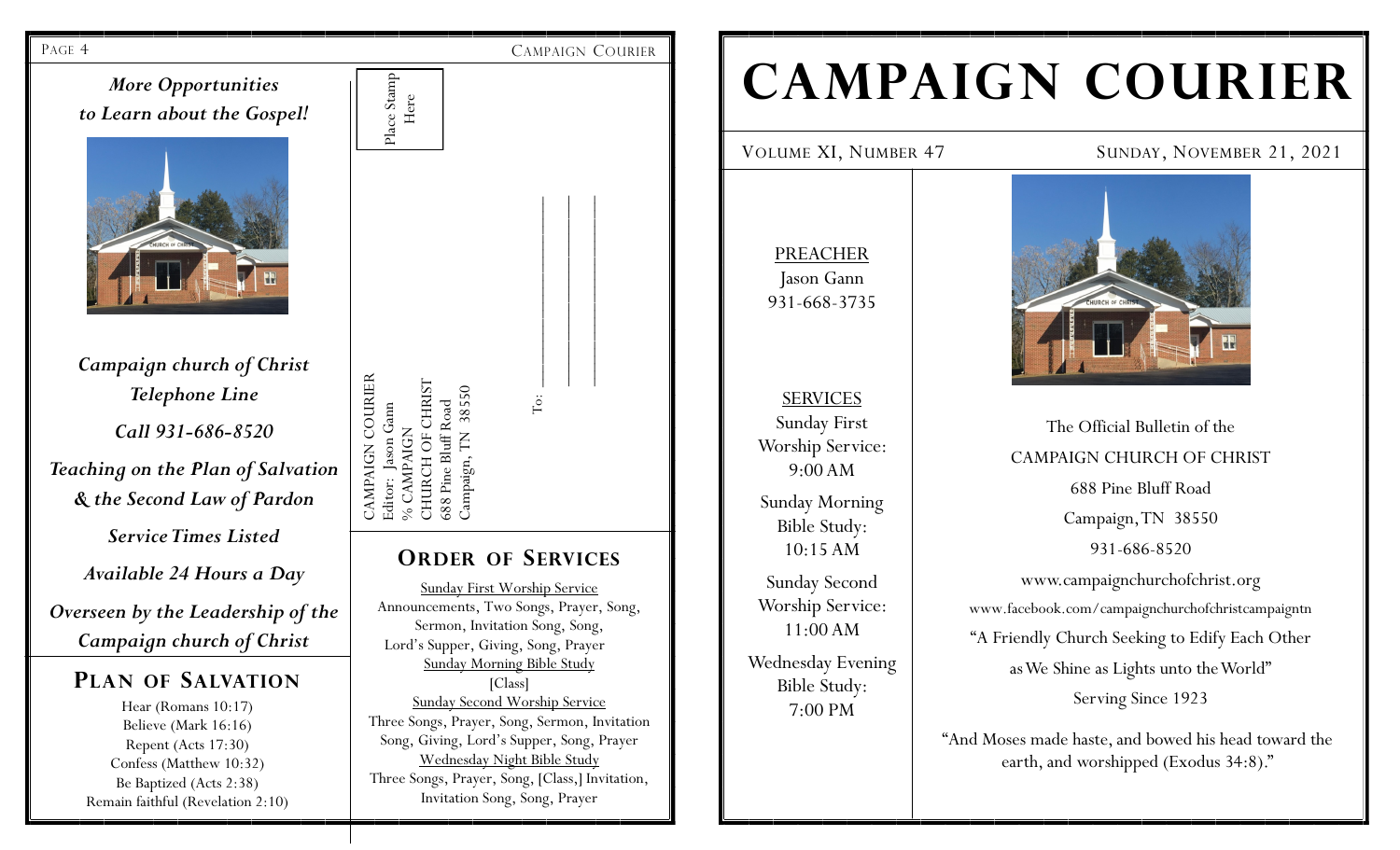*More Opportunities to Learn about the Gospel!*

*Campaign church of Christ*

*Telephone Line*

*Call 931-686-8520*

*Teaching on the Plan of Salvation & the Second Law of Pardon*

*Service Times Listed*

*Available 24 Hours a Day*

*Overseen by the Leadership of the Campaign church of Christ*

## Plan of Salvation

Hear (Romans 10:17)
Believe (Mark 16:16)
Repent (Acts 17:30)
Confess (Matthew 10:32)
Be Baptized (Acts 2:38)
Remain faithful (Revelation 2:10)

Place Stamp Here

CAMPAIGN COURIER
Editor: Jason Gann
% CAMPAIGN
CHURCH OF CHRIST
688 Pine Bluff Road
Campaign, TN 38550

To: ______________________

______________________

______________________

## Order of Services

Sunday First Worship Service
Announcements, Two Songs, Prayer, Song, Sermon, Invitation Song, Song, Lord's Supper, Giving, Song, Prayer

Sunday Morning Bible Study
[Class]

Sunday Second Worship Service
Three Songs, Prayer, Song, Sermon, Invitation Song, Giving, Lord's Supper, Song, Prayer

Wednesday Night Bible Study
Three Songs, Prayer, Song, [Class,] Invitation, Invitation Song, Song, Prayer

# CAMPAIGN COURIER

Volume XI, Number 47 — Sunday, November 21, 2021

PREACHER
Jason Gann
931-668-3735

SERVICES

Sunday First Worship Service: 9:00 AM

Sunday Morning Bible Study: 10:15 AM

Sunday Second Worship Service: 11:00 AM

Wednesday Evening Bible Study: 7:00 PM

The Official Bulletin of the
CAMPAIGN CHURCH OF CHRIST
688 Pine Bluff Road
Campaign, TN 38550
931-686-8520
www.campaignchurchofchrist.org
www.facebook.com/campaignchurchofchristcampaigntn
"A Friendly Church Seeking to Edify Each Other as We Shine as Lights unto the World"
Serving Since 1923

"And Moses made haste, and bowed his head toward the earth, and worshipped (Exodus 34:8)."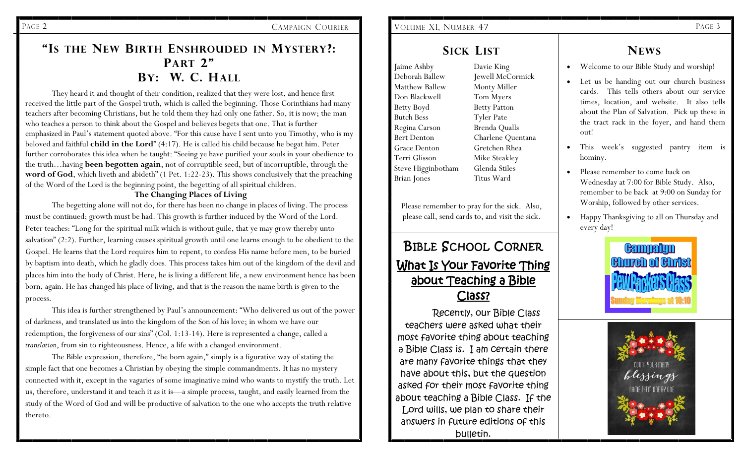# "Is the New Birth Enshrouded in Mystery?: Part 2"
## By: W. C. Hall

They heard it and thought of their condition, realized that they were lost, and hence first received the little part of the Gospel truth, which is called the beginning. Those Corinthians had many teachers after becoming Christians, but he told them they had only one father. So, it is now; the man who teaches a person to think about the Gospel and believes begets that one. That is further emphasized in Paul's statement quoted above. "For this cause have I sent unto you Timothy, who is my beloved and faithful **child in the Lord**" (4:17). He is called his child because he begat him. Peter further corroborates this idea when he taught: "Seeing ye have purified your souls in your obedience to the truth…having **been begotten again**, not of corruptible seed, but of incorruptible, through the **word of God**, which liveth and abideth" (1 Pet. 1:22-23). This shows conclusively that the preaching of the Word of the Lord is the beginning point, the begetting of all spiritual children.

**The Changing Places of Living**

The begetting alone will not do, for there has been no change in places of living. The process must be continued; growth must be had. This growth is further induced by the Word of the Lord. Peter teaches: "Long for the spiritual milk which is without guile, that ye may grow thereby unto salvation" (2:2). Further, learning causes spiritual growth until one learns enough to be obedient to the Gospel. He learns that the Lord requires him to repent, to confess His name before men, to be buried by baptism into death, which he gladly does. This process takes him out of the kingdom of the devil and places him into the body of Christ. Here, he is living a different life, a new environment hence has been born, again. He has changed his place of living, and that is the reason the name birth is given to the process.

This idea is further strengthened by Paul's announcement: "Who delivered us out of the power of darkness, and translated us into the kingdom of the Son of his love; in whom we have our redemption, the forgiveness of our sins" (Col. 1:13-14). Here is represented a change, called a *translation*, from sin to righteousness. Hence, a life with a changed environment.

The Bible expression, therefore, "be born again," simply is a figurative way of stating the simple fact that one becomes a Christian by obeying the simple commandments. It has no mystery connected with it, except in the vagaries of some imaginative mind who wants to mystify the truth. Let us, therefore, understand it and teach it as it is—a simple process, taught, and easily learned from the study of the Word of God and will be productive of salvation to the one who accepts the truth relative thereto.

## Sick List

Jaime Ashby
Deborah Ballew
Matthew Ballew
Don Blackwell
Betty Boyd
Butch Bess
Regina Carson
Bert Denton
Grace Denton
Terri Glisson
Steve Higginbotham
Brian Jones
Davie King
Jewell McCormick
Monty Miller
Tom Myers
Betty Patton
Tyler Pate
Brenda Qualls
Charlene Quentana
Gretchen Rhea
Mike Steakley
Glenda Stiles
Titus Ward

Please remember to pray for the sick. Also, please call, send cards to, and visit the sick.

## Bible School Corner

### What Is Your Favorite Thing about Teaching a Bible Class?

Recently, our Bible Class teachers were asked what their most favorite thing about teaching a Bible Class is. I am certain there are many favorite things that they have about this, but the question asked for their most favorite thing about teaching a Bible Class. If the Lord wills, we plan to share their answers in future editions of this bulletin.

## News

- Welcome to our Bible Study and worship!
- Let us be handing out our church business cards. This tells others about our service times, location, and website. It also tells about the Plan of Salvation. Pick up these in the tract rack in the foyer, and hand them out!
- This week's suggested pantry item is hominy.
- Please remember to come back on Wednesday at 7:00 for Bible Study. Also, remember to be back at 9:00 on Sunday for Worship, followed by other services.
- Happy Thanksgiving to all on Thursday and every day!

Campaign Church of Christ
PewPackers Class
Sunday Mornings at 10:10

Count your many blessings
name them one by one